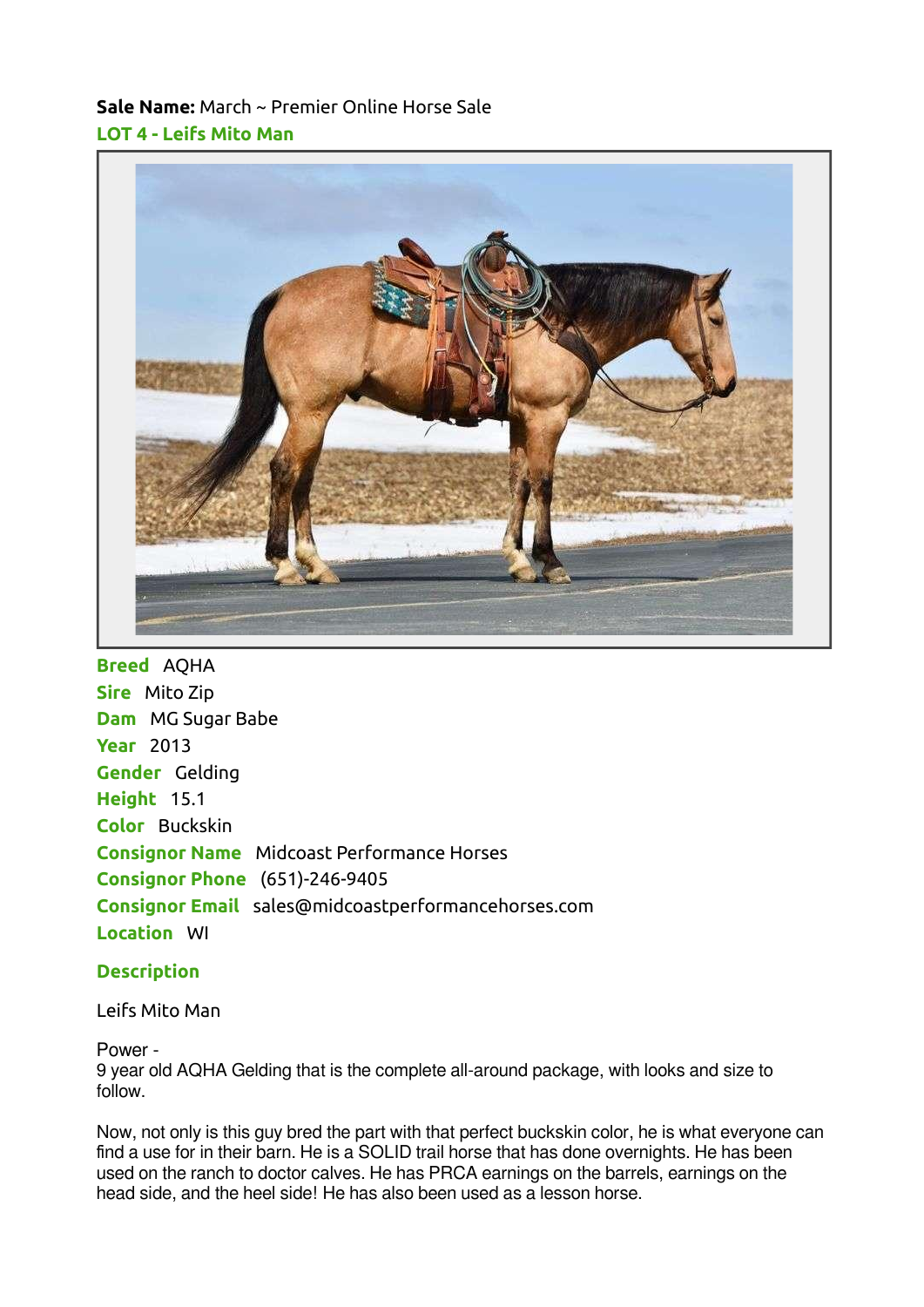**Sale Name:** March ~ Premier Online Horse Sale

## LOT 4 - Leifs Mito Man

**Breed** AQHA
**Sire** Mito Zip
**Dam** MG Sugar Babe
**Year** 2013
**Gender** Gelding
**Height** 15.1
**Color** Buckskin
**Consignor Name** Midcoast Performance Horses
**Consignor Phone** (651)-246-9405
**Consignor Email** sales@midcoastperformancehorses.com
**Location** WI

### Description

Leifs Mito Man

Power -
9 year old AQHA Gelding that is the complete all-around package, with looks and size to follow.

Now, not only is this guy bred the part with that perfect buckskin color, he is what everyone can find a use for in their barn. He is a SOLID trail horse that has done overnights. He has been used on the ranch to doctor calves. He has PRCA earnings on the barrels, earnings on the head side, and the heel side! He has also been used as a lesson horse.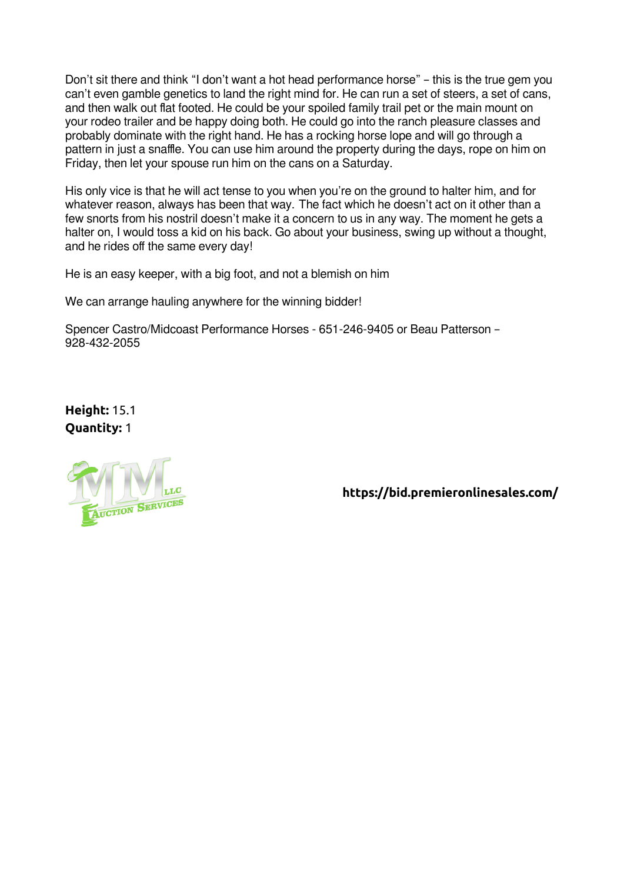Don't sit there and think "I don't want a hot head performance horse" – this is the true gem you can't even gamble genetics to land the right mind for. He can run a set of steers, a set of cans, and then walk out flat footed. He could be your spoiled family trail pet or the main mount on your rodeo trailer and be happy doing both. He could go into the ranch pleasure classes and probably dominate with the right hand. He has a rocking horse lope and will go through a pattern in just a snaffle. You can use him around the property during the days, rope on him on Friday, then let your spouse run him on the cans on a Saturday.

His only vice is that he will act tense to you when you're on the ground to halter him, and for whatever reason, always has been that way. The fact which he doesn't act on it other than a few snorts from his nostril doesn't make it a concern to us in any way. The moment he gets a halter on, I would toss a kid on his back. Go about your business, swing up without a thought, and he rides off the same every day!

He is an easy keeper, with a big foot, and not a blemish on him

We can arrange hauling anywhere for the winning bidder!

Spencer Castro/Midcoast Performance Horses - 651-246-9405 or Beau Patterson – 928-432-2055

**Height:** 15.1
**Quantity:** 1

MM LLC Auction Services

**https://bid.premieronlinesales.com/**